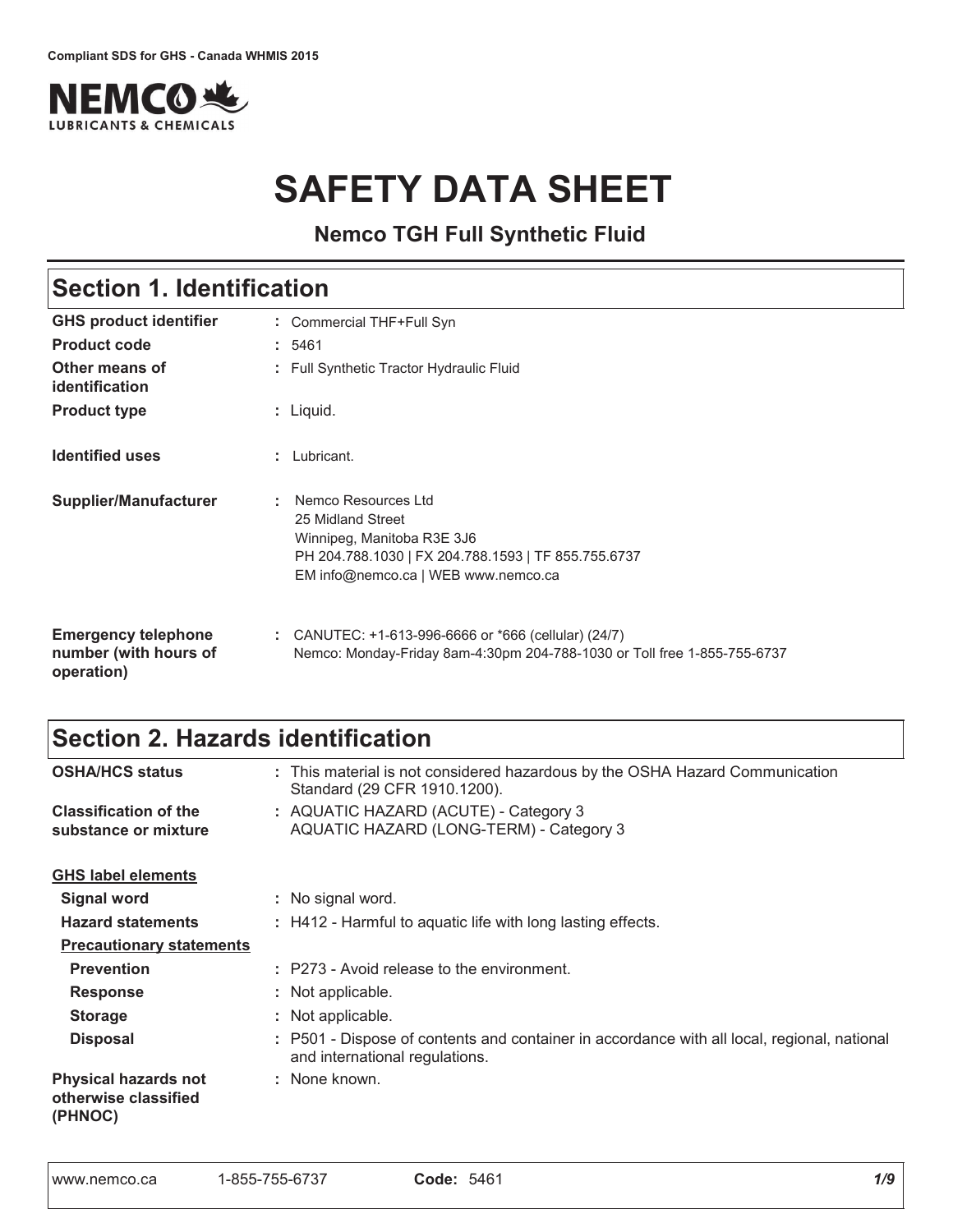Compliant SDS for GHS - Canada WHMIS 2015

# SAFETY DATA SHEET

**Nemco TGH Full Synthetic Fluid**

## Section 1. Identification

| | |
|---|---|
| **GHS product identifier** | : Commercial THF+Full Syn |
| **Product code** | : 5461 |
| **Other means of identification** | : Full Synthetic Tractor Hydraulic Fluid |
| **Product type** | : Liquid. |
| **Identified uses** | : Lubricant. |
| **Supplier/Manufacturer** | : Nemco Resources Ltd<br>25 Midland Street<br>Winnipeg, Manitoba R3E 3J6<br>PH 204.788.1030 \| FX 204.788.1593 \| TF 855.755.6737<br>EM info@nemco.ca \| WEB www.nemco.ca |
| **Emergency telephone number (with hours of operation)** | : CANUTEC: +1-613-996-6666 or *666 (cellular) (24/7)<br>Nemco: Monday-Friday 8am-4:30pm 204-788-1030 or Toll free 1-855-755-6737 |

## Section 2. Hazards identification

| | |
|---|---|
| **OSHA/HCS status** | : This material is not considered hazardous by the OSHA Hazard Communication Standard (29 CFR 1910.1200). |
| **Classification of the substance or mixture** | : AQUATIC HAZARD (ACUTE) - Category 3<br>AQUATIC HAZARD (LONG-TERM) - Category 3 |

**GHS label elements**

| | |
|---|---|
| **Signal word** | : No signal word. |
| **Hazard statements** | : H412 - Harmful to aquatic life with long lasting effects. |

**Precautionary statements**

| | |
|---|---|
| **Prevention** | : P273 - Avoid release to the environment. |
| **Response** | : Not applicable. |
| **Storage** | : Not applicable. |
| **Disposal** | : P501 - Dispose of contents and container in accordance with all local, regional, national and international regulations. |
| **Physical hazards not otherwise classified (PHNOC)** | : None known. |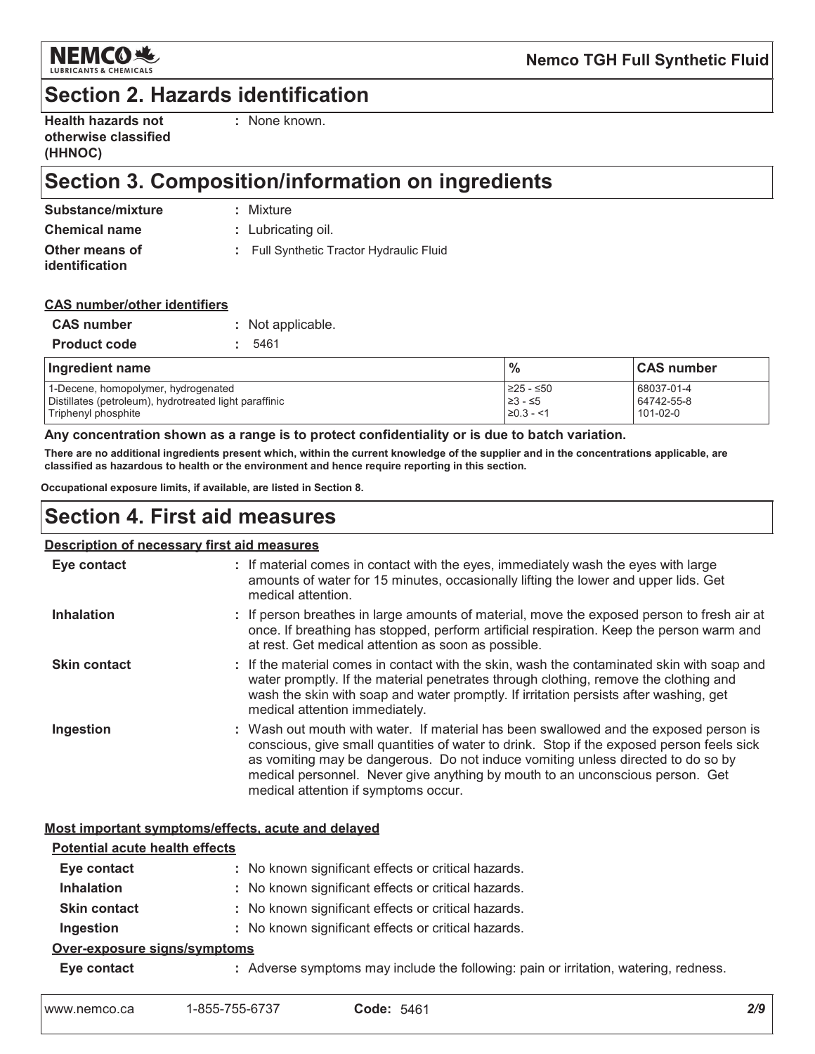## Section 2. Hazards identification

**Health hazards not otherwise classified (HHNOC)** : None known.

## Section 3. Composition/information on ingredients

**Substance/mixture** : Mixture

**Chemical name** : Lubricating oil.

**Other means of identification** : Full Synthetic Tractor Hydraulic Fluid

**CAS number/other identifiers**

**CAS number** : Not applicable.

**Product code** : 5461

| Ingredient name | % | CAS number |
|---|---|---|
| 1-Decene, homopolymer, hydrogenated | ≥25 - ≤50 | 68037-01-4 |
| Distillates (petroleum), hydrotreated light paraffinic | ≥3 - ≤5 | 64742-55-8 |
| Triphenyl phosphite | ≥0.3 - <1 | 101-02-0 |

**Any concentration shown as a range is to protect confidentiality or is due to batch variation.**

**There are no additional ingredients present which, within the current knowledge of the supplier and in the concentrations applicable, are classified as hazardous to health or the environment and hence require reporting in this section.**

**Occupational exposure limits, if available, are listed in Section 8.**

## Section 4. First aid measures

**Description of necessary first aid measures**

**Eye contact** : If material comes in contact with the eyes, immediately wash the eyes with large amounts of water for 15 minutes, occasionally lifting the lower and upper lids. Get medical attention.

**Inhalation** : If person breathes in large amounts of material, move the exposed person to fresh air at once. If breathing has stopped, perform artificial respiration. Keep the person warm and at rest. Get medical attention as soon as possible.

**Skin contact** : If the material comes in contact with the skin, wash the contaminated skin with soap and water promptly. If the material penetrates through clothing, remove the clothing and wash the skin with soap and water promptly. If irritation persists after washing, get medical attention immediately.

**Ingestion** : Wash out mouth with water. If material has been swallowed and the exposed person is conscious, give small quantities of water to drink. Stop if the exposed person feels sick as vomiting may be dangerous. Do not induce vomiting unless directed to do so by medical personnel. Never give anything by mouth to an unconscious person. Get medical attention if symptoms occur.

**Most important symptoms/effects, acute and delayed**

**Potential acute health effects**

**Eye contact** : No known significant effects or critical hazards.

**Inhalation** : No known significant effects or critical hazards.

**Skin contact** : No known significant effects or critical hazards.

**Ingestion** : No known significant effects or critical hazards.

**Over-exposure signs/symptoms**

**Eye contact** : Adverse symptoms may include the following: pain or irritation, watering, redness.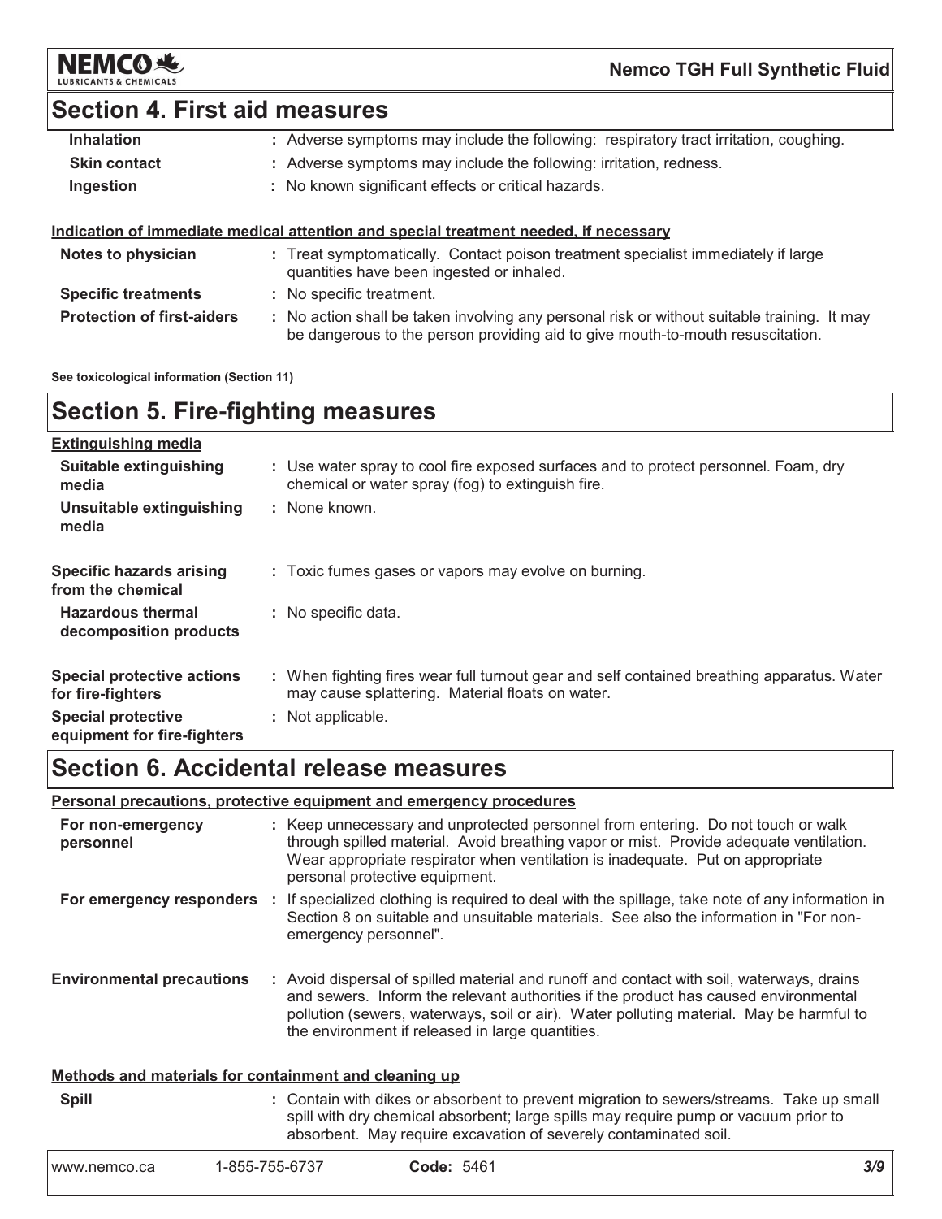## Section 4. First aid measures

| | |
|---|---|
| **Inhalation** | : Adverse symptoms may include the following: respiratory tract irritation, coughing. |
| **Skin contact** | : Adverse symptoms may include the following: irritation, redness. |
| **Ingestion** | : No known significant effects or critical hazards. |

**Indication of immediate medical attention and special treatment needed, if necessary**

| | |
|---|---|
| **Notes to physician** | : Treat symptomatically. Contact poison treatment specialist immediately if large quantities have been ingested or inhaled. |
| **Specific treatments** | : No specific treatment. |
| **Protection of first-aiders** | : No action shall be taken involving any personal risk or without suitable training. It may be dangerous to the person providing aid to give mouth-to-mouth resuscitation. |

**See toxicological information (Section 11)**

## Section 5. Fire-fighting measures

**Extinguishing media**

| | |
|---|---|
| **Suitable extinguishing media** | : Use water spray to cool fire exposed surfaces and to protect personnel. Foam, dry chemical or water spray (fog) to extinguish fire. |
| **Unsuitable extinguishing media** | : None known. |
| **Specific hazards arising from the chemical** | : Toxic fumes gases or vapors may evolve on burning. |
| **Hazardous thermal decomposition products** | : No specific data. |
| **Special protective actions for fire-fighters** | : When fighting fires wear full turnout gear and self contained breathing apparatus. Water may cause splattering. Material floats on water. |
| **Special protective equipment for fire-fighters** | : Not applicable. |

## Section 6. Accidental release measures

**Personal precautions, protective equipment and emergency procedures**

| | |
|---|---|
| **For non-emergency personnel** | : Keep unnecessary and unprotected personnel from entering. Do not touch or walk through spilled material. Avoid breathing vapor or mist. Provide adequate ventilation. Wear appropriate respirator when ventilation is inadequate. Put on appropriate personal protective equipment. |
| **For emergency responders** | : If specialized clothing is required to deal with the spillage, take note of any information in Section 8 on suitable and unsuitable materials. See also the information in "For non-emergency personnel". |
| **Environmental precautions** | : Avoid dispersal of spilled material and runoff and contact with soil, waterways, drains and sewers. Inform the relevant authorities if the product has caused environmental pollution (sewers, waterways, soil or air). Water polluting material. May be harmful to the environment if released in large quantities. |

**Methods and materials for containment and cleaning up**

| | |
|---|---|
| **Spill** | : Contain with dikes or absorbent to prevent migration to sewers/streams. Take up small spill with dry chemical absorbent; large spills may require pump or vacuum prior to absorbent. May require excavation of severely contaminated soil. |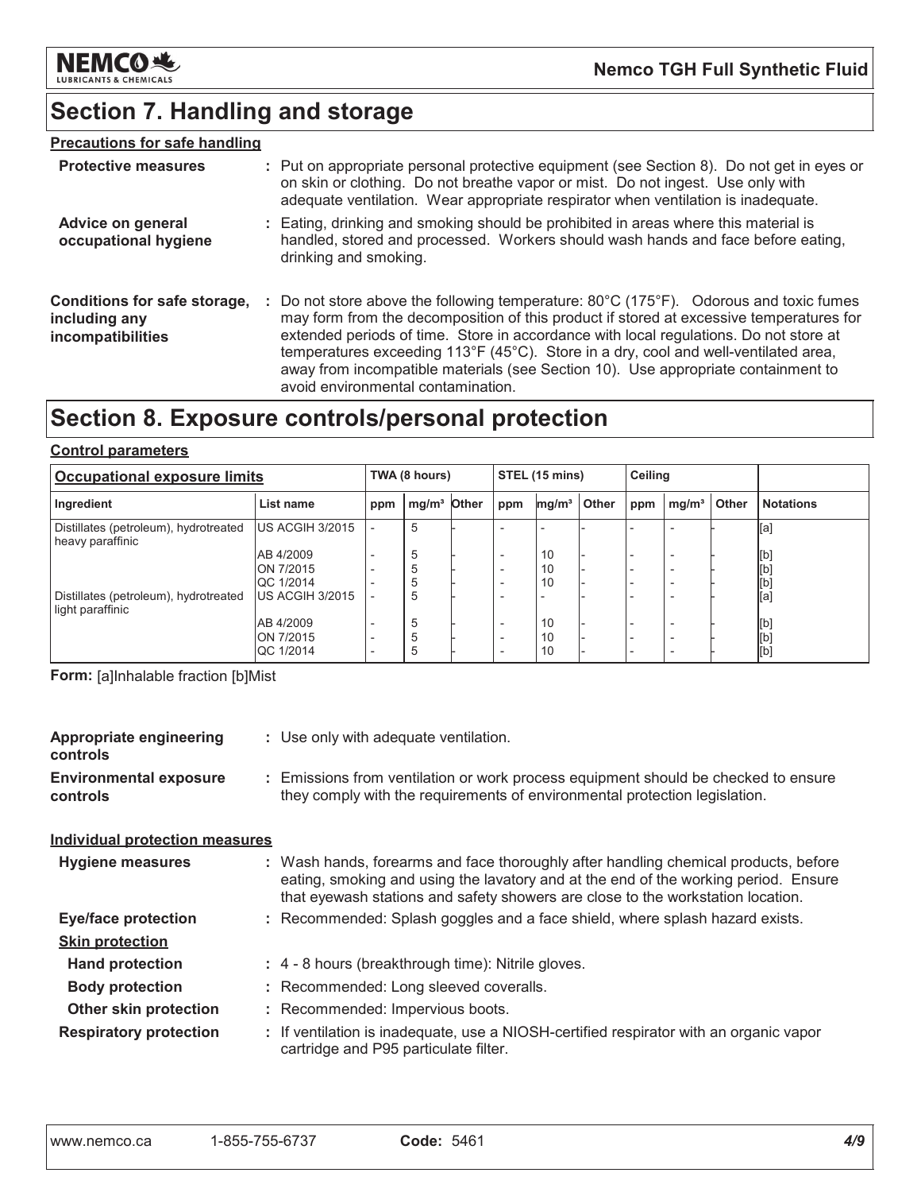## Section 7. Handling and storage

**Precautions for safe handling**

**Protective measures** : Put on appropriate personal protective equipment (see Section 8). Do not get in eyes or on skin or clothing. Do not breathe vapor or mist. Do not ingest. Use only with adequate ventilation. Wear appropriate respirator when ventilation is inadequate.

**Advice on general occupational hygiene** : Eating, drinking and smoking should be prohibited in areas where this material is handled, stored and processed. Workers should wash hands and face before eating, drinking and smoking.

**Conditions for safe storage, including any incompatibilities** : Do not store above the following temperature: 80°C (175°F). Odorous and toxic fumes may form from the decomposition of this product if stored at excessive temperatures for extended periods of time. Store in accordance with local regulations. Do not store at temperatures exceeding 113°F (45°C). Store in a dry, cool and well-ventilated area, away from incompatible materials (see Section 10). Use appropriate containment to avoid environmental contamination.

## Section 8. Exposure controls/personal protection

**Control parameters**

| Occupational exposure limits | | TWA (8 hours) | | | STEL (15 mins) | | | Ceiling | | | |
|---|---|---|---|---|---|---|---|---|---|---|---|
| Ingredient | List name | ppm | mg/m³ | Other | ppm | mg/m³ | Other | ppm | mg/m³ | Other | Notations |
| Distillates (petroleum), hydrotreated heavy paraffinic | US ACGIH 3/2015 | - | 5 | - | - | - | - | - | - | - | [a] |
| | AB 4/2009 | - | 5 | - | - | 10 | - | - | - | - | [b] |
| | ON 7/2015 | - | 5 | - | - | 10 | - | - | - | - | [b] |
| | QC 1/2014 | - | 5 | - | - | 10 | - | - | - | - | [b] |
| Distillates (petroleum), hydrotreated light paraffinic | US ACGIH 3/2015 | - | 5 | - | - | - | - | - | - | - | [a] |
| | AB 4/2009 | - | 5 | - | - | 10 | - | - | - | - | [b] |
| | ON 7/2015 | - | 5 | - | - | 10 | - | - | - | - | [b] |
| | QC 1/2014 | - | 5 | - | - | 10 | - | - | - | - | [b] |

**Form:** [a]Inhalable fraction [b]Mist

**Appropriate engineering controls** : Use only with adequate ventilation.

**Environmental exposure controls** : Emissions from ventilation or work process equipment should be checked to ensure they comply with the requirements of environmental protection legislation.

**Individual protection measures**

**Hygiene measures** : Wash hands, forearms and face thoroughly after handling chemical products, before eating, smoking and using the lavatory and at the end of the working period. Ensure that eyewash stations and safety showers are close to the workstation location.

**Eye/face protection** : Recommended: Splash goggles and a face shield, where splash hazard exists.

**Skin protection**

**Hand protection** : 4 - 8 hours (breakthrough time): Nitrile gloves.

**Body protection** : Recommended: Long sleeved coveralls.

**Other skin protection** : Recommended: Impervious boots.

**Respiratory protection** : If ventilation is inadequate, use a NIOSH-certified respirator with an organic vapor cartridge and P95 particulate filter.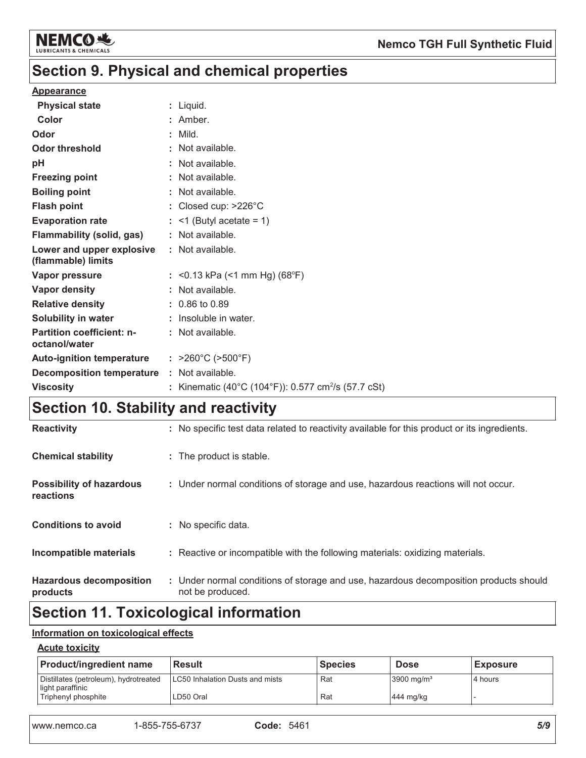# Section 9. Physical and chemical properties

**Appearance**

| | |
|---|---|
| **Physical state** | : Liquid. |
| **Color** | : Amber. |
| **Odor** | : Mild. |
| **Odor threshold** | : Not available. |
| **pH** | : Not available. |
| **Freezing point** | : Not available. |
| **Boiling point** | : Not available. |
| **Flash point** | : Closed cup: >226°C |
| **Evaporation rate** | : <1 (Butyl acetate = 1) |
| **Flammability (solid, gas)** | : Not available. |
| **Lower and upper explosive (flammable) limits** | : Not available. |
| **Vapor pressure** | : <0.13 kPa (<1 mm Hg) (68°F) |
| **Vapor density** | : Not available. |
| **Relative density** | : 0.86 to 0.89 |
| **Solubility in water** | : Insoluble in water. |
| **Partition coefficient: n-octanol/water** | : Not available. |
| **Auto-ignition temperature** | : >260°C (>500°F) |
| **Decomposition temperature** | : Not available. |
| **Viscosity** | : Kinematic (40°C (104°F)): 0.577 $cm^2/s$ (57.7 cSt) |

# Section 10. Stability and reactivity

| | |
|---|---|
| **Reactivity** | : No specific test data related to reactivity available for this product or its ingredients. |
| **Chemical stability** | : The product is stable. |
| **Possibility of hazardous reactions** | : Under normal conditions of storage and use, hazardous reactions will not occur. |
| **Conditions to avoid** | : No specific data. |
| **Incompatible materials** | : Reactive or incompatible with the following materials: oxidizing materials. |
| **Hazardous decomposition products** | : Under normal conditions of storage and use, hazardous decomposition products should not be produced. |

# Section 11. Toxicological information

**Information on toxicological effects**

**Acute toxicity**

| Product/ingredient name | Result | Species | Dose | Exposure |
|---|---|---|---|---|
| Distillates (petroleum), hydrotreated light paraffinic | LC50 Inhalation Dusts and mists | Rat | 3900 $mg/m^3$ | 4 hours |
| Triphenyl phosphite | LD50 Oral | Rat | 444 mg/kg | - |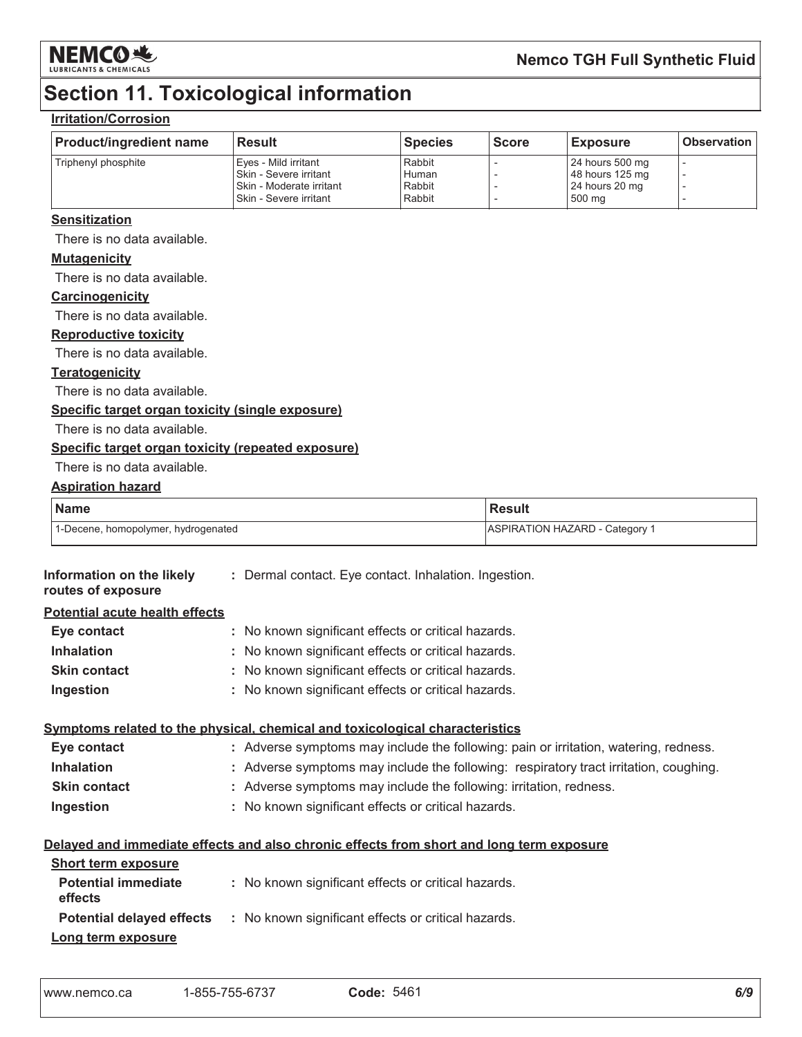# Section 11. Toxicological information

**Irritation/Corrosion**

| Product/ingredient name | Result | Species | Score | Exposure | Observation |
|---|---|---|---|---|---|
| Triphenyl phosphite | Eyes - Mild irritant<br>Skin - Severe irritant<br>Skin - Moderate irritant<br>Skin - Severe irritant | Rabbit<br>Human<br>Rabbit<br>Rabbit | -<br>-<br>-<br>- | 24 hours 500 mg<br>48 hours 125 mg<br>24 hours 20 mg<br>500 mg | -<br>-<br>-<br>- |

**Sensitization**

There is no data available.

**Mutagenicity**

There is no data available.

**Carcinogenicity**

There is no data available.

**Reproductive toxicity**

There is no data available.

**Teratogenicity**

There is no data available.

**Specific target organ toxicity (single exposure)**

There is no data available.

**Specific target organ toxicity (repeated exposure)**

There is no data available.

**Aspiration hazard**

| Name | Result |
|---|---|
| 1-Decene, homopolymer, hydrogenated | ASPIRATION HAZARD - Category 1 |

**Information on the likely routes of exposure** : Dermal contact. Eye contact. Inhalation. Ingestion.

**Potential acute health effects**

- **Eye contact** : No known significant effects or critical hazards.
- **Inhalation** : No known significant effects or critical hazards.
- **Skin contact** : No known significant effects or critical hazards.
- **Ingestion** : No known significant effects or critical hazards.

**Symptoms related to the physical, chemical and toxicological characteristics**

- **Eye contact** : Adverse symptoms may include the following: pain or irritation, watering, redness.
- **Inhalation** : Adverse symptoms may include the following: respiratory tract irritation, coughing.
- **Skin contact** : Adverse symptoms may include the following: irritation, redness.
- **Ingestion** : No known significant effects or critical hazards.

**Delayed and immediate effects and also chronic effects from short and long term exposure**

**Short term exposure**

- **Potential immediate effects** : No known significant effects or critical hazards.
- **Potential delayed effects** : No known significant effects or critical hazards.

**Long term exposure**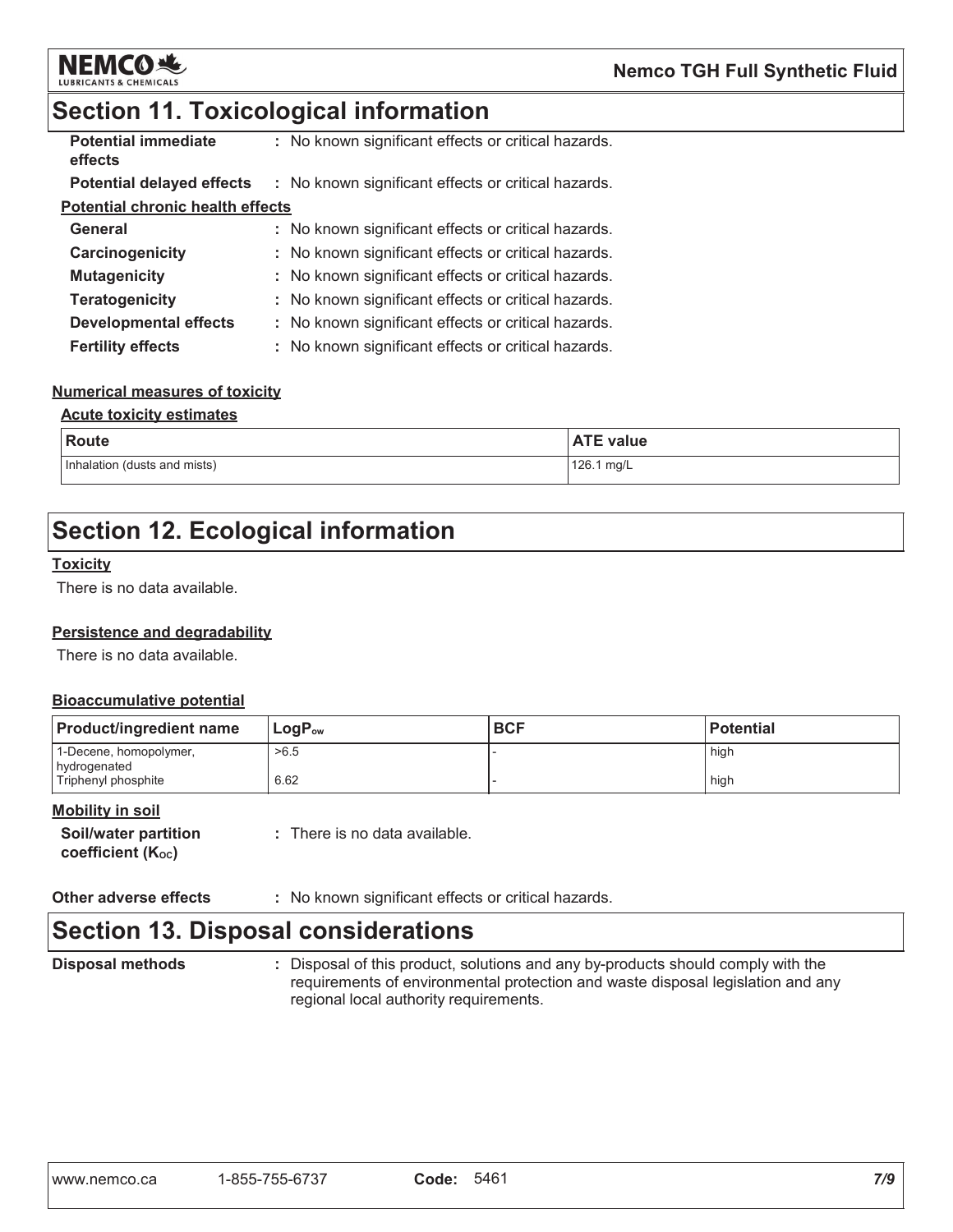## Section 11. Toxicological information

**Potential immediate effects** : No known significant effects or critical hazards.

**Potential delayed effects** : No known significant effects or critical hazards.

**Potential chronic health effects**

**General** : No known significant effects or critical hazards.

**Carcinogenicity** : No known significant effects or critical hazards.

**Mutagenicity** : No known significant effects or critical hazards.

**Teratogenicity** : No known significant effects or critical hazards.

**Developmental effects** : No known significant effects or critical hazards.

**Fertility effects** : No known significant effects or critical hazards.

**Numerical measures of toxicity**

**Acute toxicity estimates**

| Route | ATE value |
|---|---|
| Inhalation (dusts and mists) | 126.1 mg/L |

## Section 12. Ecological information

**Toxicity**

There is no data available.

**Persistence and degradability**

There is no data available.

**Bioaccumulative potential**

| Product/ingredient name | $LogP_{ow}$ | BCF | Potential |
|---|---|---|---|
| 1-Decene, homopolymer, hydrogenated | >6.5 | - | high |
| Triphenyl phosphite | 6.62 | - | high |

**Mobility in soil**

**Soil/water partition coefficient ($K_{OC}$)** : There is no data available.

**Other adverse effects** : No known significant effects or critical hazards.

## Section 13. Disposal considerations

**Disposal methods** : Disposal of this product, solutions and any by-products should comply with the requirements of environmental protection and waste disposal legislation and any regional local authority requirements.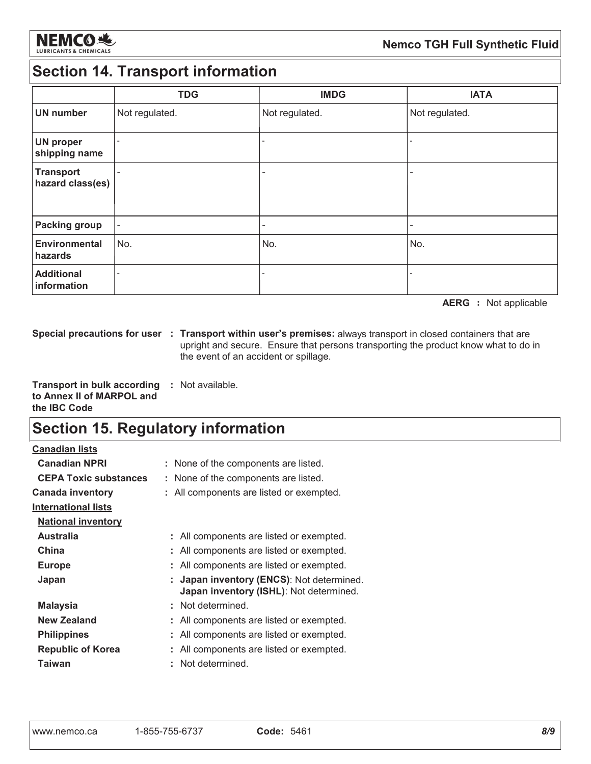## Section 14. Transport information

| | TDG | IMDG | IATA |
|---|---|---|---|
| **UN number** | Not regulated. | Not regulated. | Not regulated. |
| **UN proper shipping name** | - | - | - |
| **Transport hazard class(es)** | - | - | - |
| **Packing group** | - | - | - |
| **Environmental hazards** | No. | No. | No. |
| **Additional information** | - | - | - |

**AERG :** Not applicable

**Special precautions for user :** **Transport within user's premises:** always transport in closed containers that are upright and secure. Ensure that persons transporting the product know what to do in the event of an accident or spillage.

**Transport in bulk according to Annex II of MARPOL and the IBC Code :** Not available.

## Section 15. Regulatory information

**Canadian lists**

**Canadian NPRI :** None of the components are listed.

**CEPA Toxic substances :** None of the components are listed.

**Canada inventory :** All components are listed or exempted.

**International lists**

**National inventory**

**Australia :** All components are listed or exempted.

**China :** All components are listed or exempted.

**Europe :** All components are listed or exempted.

**Japan :** **Japan inventory (ENCS)**: Not determined.
**Japan inventory (ISHL)**: Not determined.

**Malaysia :** Not determined.

**New Zealand :** All components are listed or exempted.

**Philippines :** All components are listed or exempted.

**Republic of Korea :** All components are listed or exempted.

**Taiwan :** Not determined.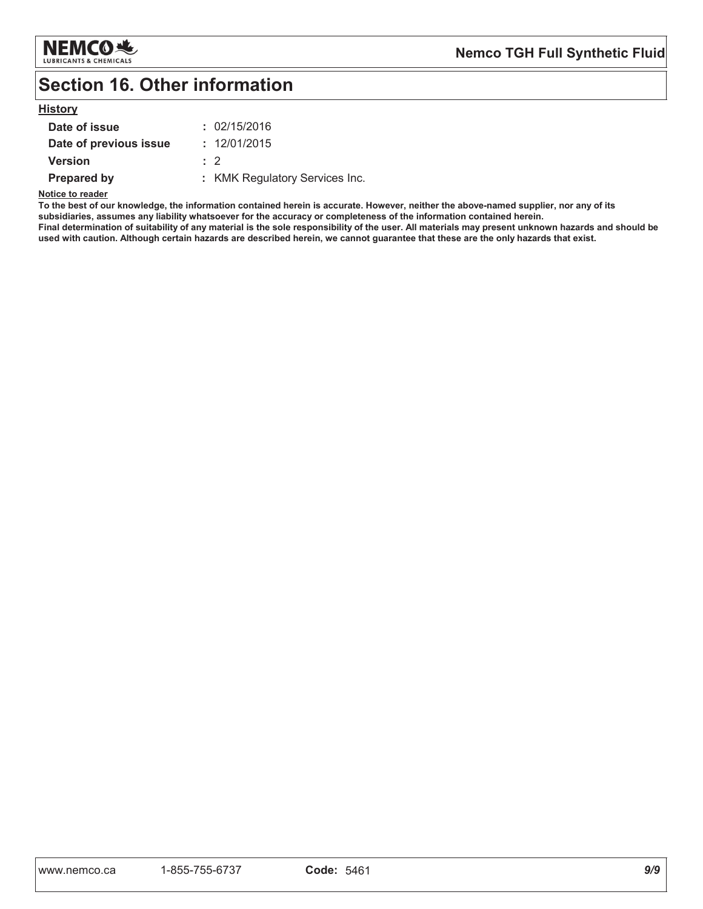## Section 16. Other information

**History**

| | |
|---|---|
| **Date of issue** | : 02/15/2016 |
| **Date of previous issue** | : 12/01/2015 |
| **Version** | : 2 |
| **Prepared by** | : KMK Regulatory Services Inc. |

**Notice to reader**

**To the best of our knowledge, the information contained herein is accurate. However, neither the above-named supplier, nor any of its subsidiaries, assumes any liability whatsoever for the accuracy or completeness of the information contained herein.**
**Final determination of suitability of any material is the sole responsibility of the user. All materials may present unknown hazards and should be used with caution. Although certain hazards are described herein, we cannot guarantee that these are the only hazards that exist.**